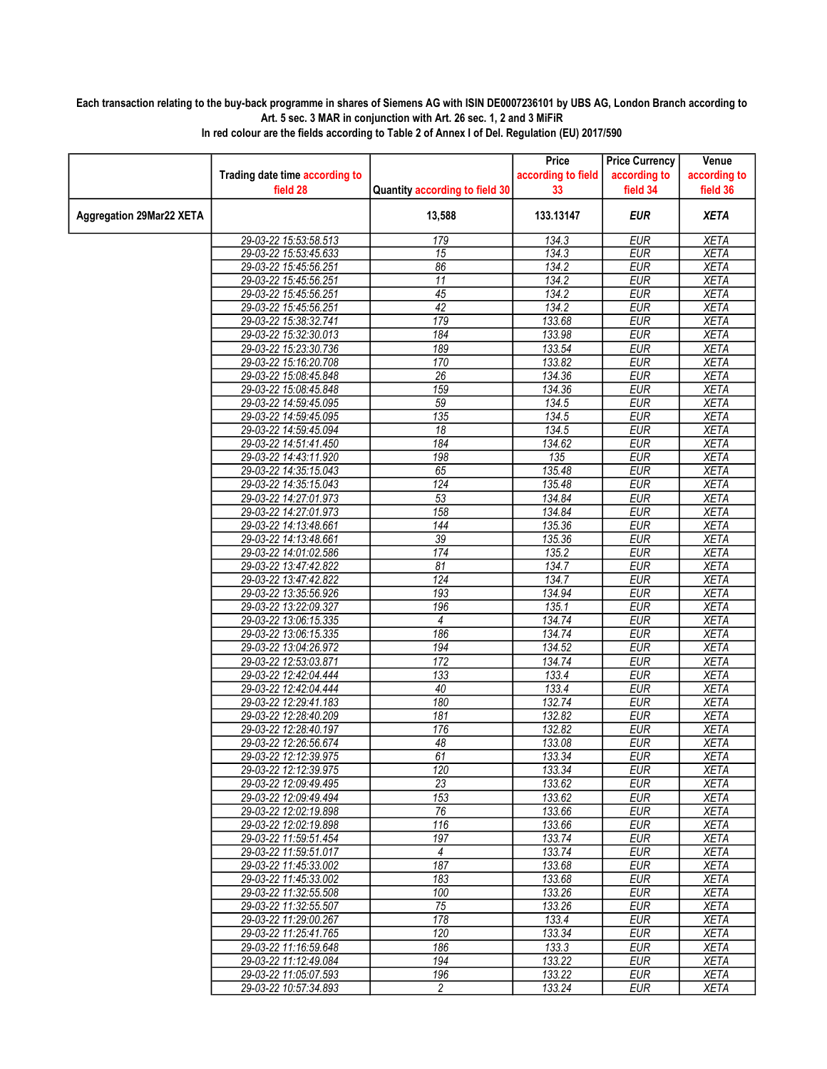**Each transaction relating to the buy-back programme in shares of Siemens AG with ISIN DE0007236101 by UBS AG, London Branch according to Art. 5 sec. 3 MAR in conjunction with Art. 26 sec. 1, 2 and 3 MiFiR**
**In red colour are the fields according to Table 2 of Annex I of Del. Regulation (EU) 2017/590**

| | Trading date time according to field 28 | Quantity according to field 30 | Price according to field 33 | Price Currency according to field 34 | Venue according to field 36 |
|---|---|---|---|---|---|
| **Aggregation 29Mar22 XETA** | | **13,588** | **133.13147** | ***EUR*** | ***XETA*** |
| | 29-03-22 15:53:58.513 | 179 | 134.3 | EUR | XETA |
| | 29-03-22 15:53:45.633 | 15 | 134.3 | EUR | XETA |
| | 29-03-22 15:45:56.251 | 86 | 134.2 | EUR | XETA |
| | 29-03-22 15:45:56.251 | 11 | 134.2 | EUR | XETA |
| | 29-03-22 15:45:56.251 | 45 | 134.2 | EUR | XETA |
| | 29-03-22 15:45:56.251 | 42 | 134.2 | EUR | XETA |
| | 29-03-22 15:38:32.741 | 179 | 133.68 | EUR | XETA |
| | 29-03-22 15:32:30.013 | 184 | 133.98 | EUR | XETA |
| | 29-03-22 15:23:30.736 | 189 | 133.54 | EUR | XETA |
| | 29-03-22 15:16:20.708 | 170 | 133.82 | EUR | XETA |
| | 29-03-22 15:08:45.848 | 26 | 134.36 | EUR | XETA |
| | 29-03-22 15:08:45.848 | 159 | 134.36 | EUR | XETA |
| | 29-03-22 14:59:45.095 | 59 | 134.5 | EUR | XETA |
| | 29-03-22 14:59:45.095 | 135 | 134.5 | EUR | XETA |
| | 29-03-22 14:59:45.094 | 18 | 134.5 | EUR | XETA |
| | 29-03-22 14:51:41.450 | 184 | 134.62 | EUR | XETA |
| | 29-03-22 14:43:11.920 | 198 | 135 | EUR | XETA |
| | 29-03-22 14:35:15.043 | 65 | 135.48 | EUR | XETA |
| | 29-03-22 14:35:15.043 | 124 | 135.48 | EUR | XETA |
| | 29-03-22 14:27:01.973 | 53 | 134.84 | EUR | XETA |
| | 29-03-22 14:27:01.973 | 158 | 134.84 | EUR | XETA |
| | 29-03-22 14:13:48.661 | 144 | 135.36 | EUR | XETA |
| | 29-03-22 14:13:48.661 | 39 | 135.36 | EUR | XETA |
| | 29-03-22 14:01:02.586 | 174 | 135.2 | EUR | XETA |
| | 29-03-22 13:47:42.822 | 81 | 134.7 | EUR | XETA |
| | 29-03-22 13:47:42.822 | 124 | 134.7 | EUR | XETA |
| | 29-03-22 13:35:56.926 | 193 | 134.94 | EUR | XETA |
| | 29-03-22 13:22:09.327 | 196 | 135.1 | EUR | XETA |
| | 29-03-22 13:06:15.335 | 4 | 134.74 | EUR | XETA |
| | 29-03-22 13:06:15.335 | 186 | 134.74 | EUR | XETA |
| | 29-03-22 13:04:26.972 | 194 | 134.52 | EUR | XETA |
| | 29-03-22 12:53:03.871 | 172 | 134.74 | EUR | XETA |
| | 29-03-22 12:42:04.444 | 133 | 133.4 | EUR | XETA |
| | 29-03-22 12:42:04.444 | 40 | 133.4 | EUR | XETA |
| | 29-03-22 12:29:41.183 | 180 | 132.74 | EUR | XETA |
| | 29-03-22 12:28:40.209 | 181 | 132.82 | EUR | XETA |
| | 29-03-22 12:28:40.197 | 176 | 132.82 | EUR | XETA |
| | 29-03-22 12:26:56.674 | 48 | 133.08 | EUR | XETA |
| | 29-03-22 12:12:39.975 | 61 | 133.34 | EUR | XETA |
| | 29-03-22 12:12:39.975 | 120 | 133.34 | EUR | XETA |
| | 29-03-22 12:09:49.495 | 23 | 133.62 | EUR | XETA |
| | 29-03-22 12:09:49.494 | 153 | 133.62 | EUR | XETA |
| | 29-03-22 12:02:19.898 | 76 | 133.66 | EUR | XETA |
| | 29-03-22 12:02:19.898 | 116 | 133.66 | EUR | XETA |
| | 29-03-22 11:59:51.454 | 197 | 133.74 | EUR | XETA |
| | 29-03-22 11:59:51.017 | 4 | 133.74 | EUR | XETA |
| | 29-03-22 11:45:33.002 | 187 | 133.68 | EUR | XETA |
| | 29-03-22 11:45:33.002 | 183 | 133.68 | EUR | XETA |
| | 29-03-22 11:32:55.508 | 100 | 133.26 | EUR | XETA |
| | 29-03-22 11:32:55.507 | 75 | 133.26 | EUR | XETA |
| | 29-03-22 11:29:00.267 | 178 | 133.4 | EUR | XETA |
| | 29-03-22 11:25:41.765 | 120 | 133.34 | EUR | XETA |
| | 29-03-22 11:16:59.648 | 186 | 133.3 | EUR | XETA |
| | 29-03-22 11:12:49.084 | 194 | 133.22 | EUR | XETA |
| | 29-03-22 11:05:07.593 | 196 | 133.22 | EUR | XETA |
| | 29-03-22 10:57:34.893 | 2 | 133.24 | EUR | XETA |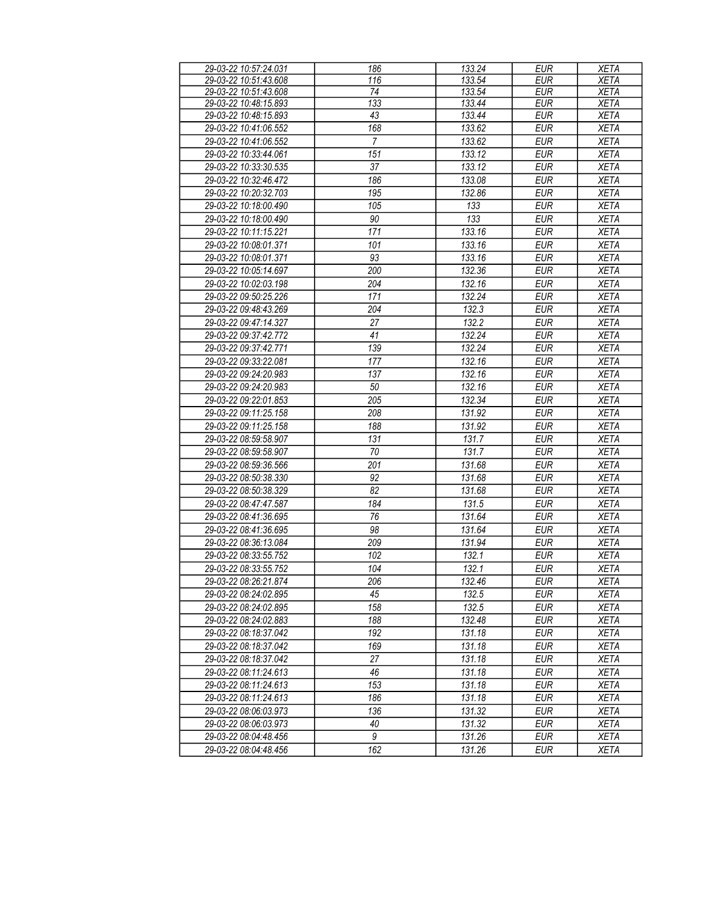| 29-03-22 10:57:24.031 | 186 | 133.24 | EUR | XETA |
|---|---|---|---|---|
| 29-03-22 10:51:43.608 | 116 | 133.54 | EUR | XETA |
| 29-03-22 10:51:43.608 | 74 | 133.54 | EUR | XETA |
| 29-03-22 10:48:15.893 | 133 | 133.44 | EUR | XETA |
| 29-03-22 10:48:15.893 | 43 | 133.44 | EUR | XETA |
| 29-03-22 10:41:06.552 | 168 | 133.62 | EUR | XETA |
| 29-03-22 10:41:06.552 | 7 | 133.62 | EUR | XETA |
| 29-03-22 10:33:44.061 | 151 | 133.12 | EUR | XETA |
| 29-03-22 10:33:30.535 | 37 | 133.12 | EUR | XETA |
| 29-03-22 10:32:46.472 | 186 | 133.08 | EUR | XETA |
| 29-03-22 10:20:32.703 | 195 | 132.86 | EUR | XETA |
| 29-03-22 10:18:00.490 | 105 | 133 | EUR | XETA |
| 29-03-22 10:18:00.490 | 90 | 133 | EUR | XETA |
| 29-03-22 10:11:15.221 | 171 | 133.16 | EUR | XETA |
| 29-03-22 10:08:01.371 | 101 | 133.16 | EUR | XETA |
| 29-03-22 10:08:01.371 | 93 | 133.16 | EUR | XETA |
| 29-03-22 10:05:14.697 | 200 | 132.36 | EUR | XETA |
| 29-03-22 10:02:03.198 | 204 | 132.16 | EUR | XETA |
| 29-03-22 09:50:25.226 | 171 | 132.24 | EUR | XETA |
| 29-03-22 09:48:43.269 | 204 | 132.3 | EUR | XETA |
| 29-03-22 09:47:14.327 | 27 | 132.2 | EUR | XETA |
| 29-03-22 09:37:42.772 | 41 | 132.24 | EUR | XETA |
| 29-03-22 09:37:42.771 | 139 | 132.24 | EUR | XETA |
| 29-03-22 09:33:22.081 | 177 | 132.16 | EUR | XETA |
| 29-03-22 09:24:20.983 | 137 | 132.16 | EUR | XETA |
| 29-03-22 09:24:20.983 | 50 | 132.16 | EUR | XETA |
| 29-03-22 09:22:01.853 | 205 | 132.34 | EUR | XETA |
| 29-03-22 09:11:25.158 | 208 | 131.92 | EUR | XETA |
| 29-03-22 09:11:25.158 | 188 | 131.92 | EUR | XETA |
| 29-03-22 08:59:58.907 | 131 | 131.7 | EUR | XETA |
| 29-03-22 08:59:58.907 | 70 | 131.7 | EUR | XETA |
| 29-03-22 08:59:36.566 | 201 | 131.68 | EUR | XETA |
| 29-03-22 08:50:38.330 | 92 | 131.68 | EUR | XETA |
| 29-03-22 08:50:38.329 | 82 | 131.68 | EUR | XETA |
| 29-03-22 08:47:47.587 | 184 | 131.5 | EUR | XETA |
| 29-03-22 08:41:36.695 | 76 | 131.64 | EUR | XETA |
| 29-03-22 08:41:36.695 | 98 | 131.64 | EUR | XETA |
| 29-03-22 08:36:13.084 | 209 | 131.94 | EUR | XETA |
| 29-03-22 08:33:55.752 | 102 | 132.1 | EUR | XETA |
| 29-03-22 08:33:55.752 | 104 | 132.1 | EUR | XETA |
| 29-03-22 08:26:21.874 | 206 | 132.46 | EUR | XETA |
| 29-03-22 08:24:02.895 | 45 | 132.5 | EUR | XETA |
| 29-03-22 08:24:02.895 | 158 | 132.5 | EUR | XETA |
| 29-03-22 08:24:02.883 | 188 | 132.48 | EUR | XETA |
| 29-03-22 08:18:37.042 | 192 | 131.18 | EUR | XETA |
| 29-03-22 08:18:37.042 | 169 | 131.18 | EUR | XETA |
| 29-03-22 08:18:37.042 | 27 | 131.18 | EUR | XETA |
| 29-03-22 08:11:24.613 | 46 | 131.18 | EUR | XETA |
| 29-03-22 08:11:24.613 | 153 | 131.18 | EUR | XETA |
| 29-03-22 08:11:24.613 | 186 | 131.18 | EUR | XETA |
| 29-03-22 08:06:03.973 | 136 | 131.32 | EUR | XETA |
| 29-03-22 08:06:03.973 | 40 | 131.32 | EUR | XETA |
| 29-03-22 08:04:48.456 | 9 | 131.26 | EUR | XETA |
| 29-03-22 08:04:48.456 | 162 | 131.26 | EUR | XETA |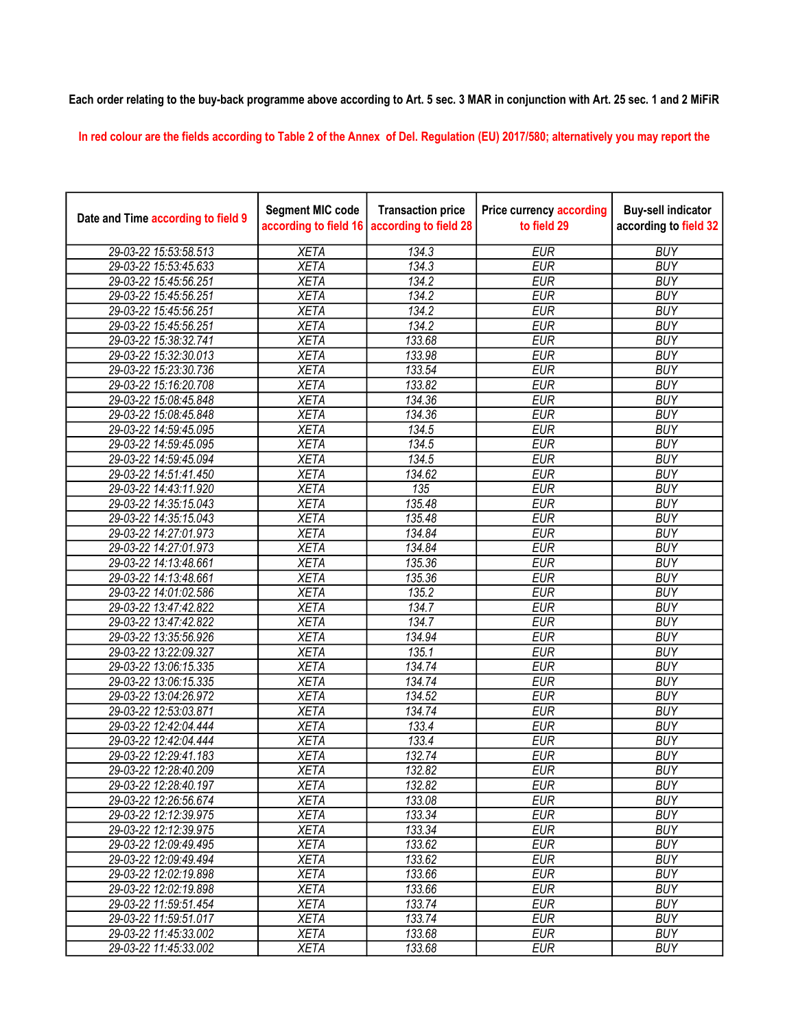Each order relating to the buy-back programme above according to Art. 5 sec. 3 MAR in conjunction with Art. 25 sec. 1 and 2 MiFiR

In red colour are the fields according to Table 2 of the Annex of Del. Regulation (EU) 2017/580; alternatively you may report the

| Date and Time according to field 9 | Segment MIC code according to field 16 | Transaction price according to field 28 | Price currency according to field 29 | Buy-sell indicator according to field 32 |
|---|---|---|---|---|
| 29-03-22 15:53:58.513 | XETA | 134.3 | EUR | BUY |
| 29-03-22 15:53:45.633 | XETA | 134.3 | EUR | BUY |
| 29-03-22 15:45:56.251 | XETA | 134.2 | EUR | BUY |
| 29-03-22 15:45:56.251 | XETA | 134.2 | EUR | BUY |
| 29-03-22 15:45:56.251 | XETA | 134.2 | EUR | BUY |
| 29-03-22 15:45:56.251 | XETA | 134.2 | EUR | BUY |
| 29-03-22 15:38:32.741 | XETA | 133.68 | EUR | BUY |
| 29-03-22 15:32:30.013 | XETA | 133.98 | EUR | BUY |
| 29-03-22 15:23:30.736 | XETA | 133.54 | EUR | BUY |
| 29-03-22 15:16:20.708 | XETA | 133.82 | EUR | BUY |
| 29-03-22 15:08:45.848 | XETA | 134.36 | EUR | BUY |
| 29-03-22 15:08:45.848 | XETA | 134.36 | EUR | BUY |
| 29-03-22 14:59:45.095 | XETA | 134.5 | EUR | BUY |
| 29-03-22 14:59:45.095 | XETA | 134.5 | EUR | BUY |
| 29-03-22 14:59:45.094 | XETA | 134.5 | EUR | BUY |
| 29-03-22 14:51:41.450 | XETA | 134.62 | EUR | BUY |
| 29-03-22 14:43:11.920 | XETA | 135 | EUR | BUY |
| 29-03-22 14:35:15.043 | XETA | 135.48 | EUR | BUY |
| 29-03-22 14:35:15.043 | XETA | 135.48 | EUR | BUY |
| 29-03-22 14:27:01.973 | XETA | 134.84 | EUR | BUY |
| 29-03-22 14:27:01.973 | XETA | 134.84 | EUR | BUY |
| 29-03-22 14:13:48.661 | XETA | 135.36 | EUR | BUY |
| 29-03-22 14:13:48.661 | XETA | 135.36 | EUR | BUY |
| 29-03-22 14:01:02.586 | XETA | 135.2 | EUR | BUY |
| 29-03-22 13:47:42.822 | XETA | 134.7 | EUR | BUY |
| 29-03-22 13:47:42.822 | XETA | 134.7 | EUR | BUY |
| 29-03-22 13:35:56.926 | XETA | 134.94 | EUR | BUY |
| 29-03-22 13:22:09.327 | XETA | 135.1 | EUR | BUY |
| 29-03-22 13:06:15.335 | XETA | 134.74 | EUR | BUY |
| 29-03-22 13:06:15.335 | XETA | 134.74 | EUR | BUY |
| 29-03-22 13:04:26.972 | XETA | 134.52 | EUR | BUY |
| 29-03-22 12:53:03.871 | XETA | 134.74 | EUR | BUY |
| 29-03-22 12:42:04.444 | XETA | 133.4 | EUR | BUY |
| 29-03-22 12:42:04.444 | XETA | 133.4 | EUR | BUY |
| 29-03-22 12:29:41.183 | XETA | 132.74 | EUR | BUY |
| 29-03-22 12:28:40.209 | XETA | 132.82 | EUR | BUY |
| 29-03-22 12:28:40.197 | XETA | 132.82 | EUR | BUY |
| 29-03-22 12:26:56.674 | XETA | 133.08 | EUR | BUY |
| 29-03-22 12:12:39.975 | XETA | 133.34 | EUR | BUY |
| 29-03-22 12:12:39.975 | XETA | 133.34 | EUR | BUY |
| 29-03-22 12:09:49.495 | XETA | 133.62 | EUR | BUY |
| 29-03-22 12:09:49.494 | XETA | 133.62 | EUR | BUY |
| 29-03-22 12:02:19.898 | XETA | 133.66 | EUR | BUY |
| 29-03-22 12:02:19.898 | XETA | 133.66 | EUR | BUY |
| 29-03-22 11:59:51.454 | XETA | 133.74 | EUR | BUY |
| 29-03-22 11:59:51.017 | XETA | 133.74 | EUR | BUY |
| 29-03-22 11:45:33.002 | XETA | 133.68 | EUR | BUY |
| 29-03-22 11:45:33.002 | XETA | 133.68 | EUR | BUY |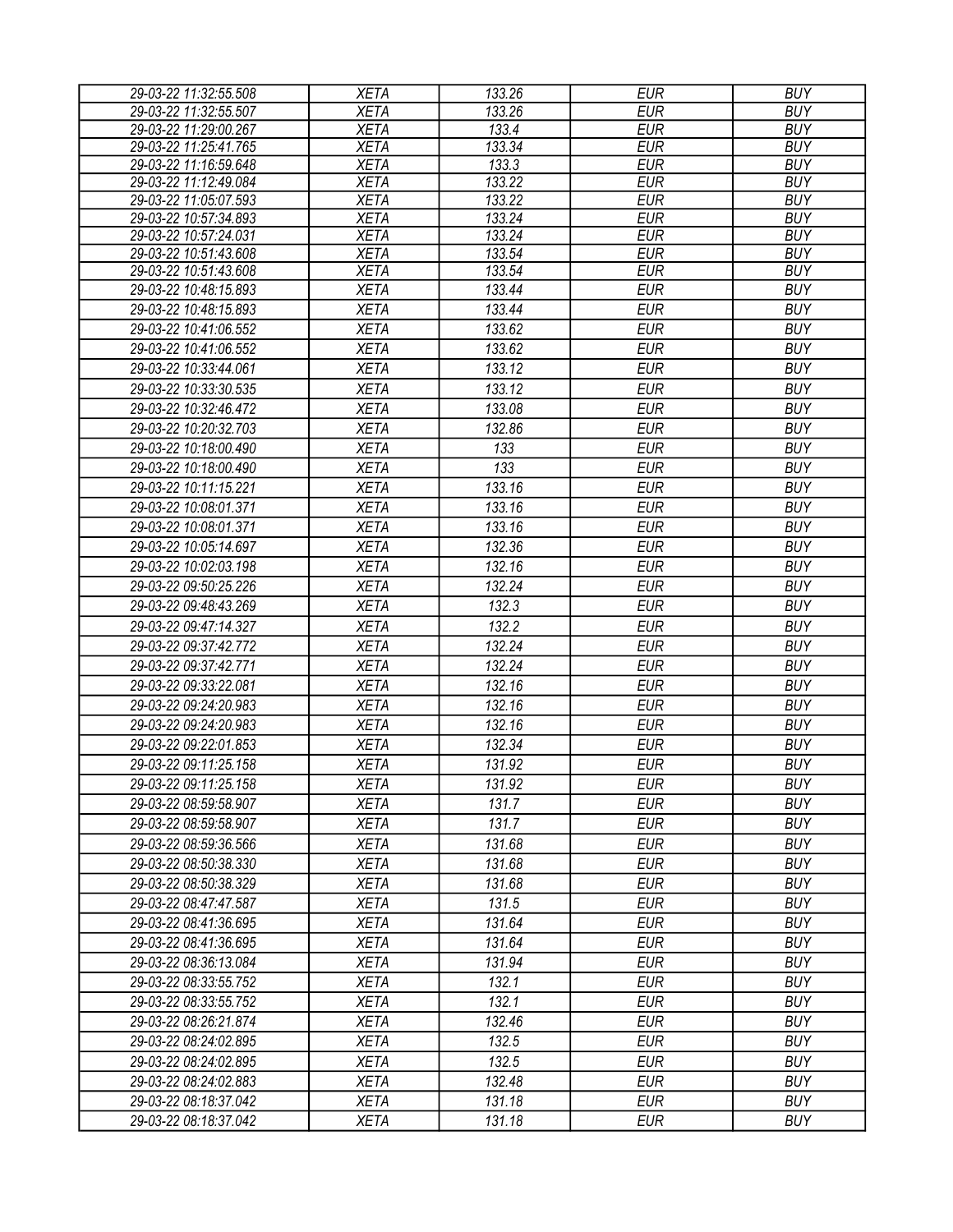| 29-03-22 11:32:55.508 | XETA | 133.26 | EUR | BUY |
|---|---|---|---|---|
| 29-03-22 11:32:55.507 | XETA | 133.26 | EUR | BUY |
| 29-03-22 11:29:00.267 | XETA | 133.4 | EUR | BUY |
| 29-03-22 11:25:41.765 | XETA | 133.34 | EUR | BUY |
| 29-03-22 11:16:59.648 | XETA | 133.3 | EUR | BUY |
| 29-03-22 11:12:49.084 | XETA | 133.22 | EUR | BUY |
| 29-03-22 11:05:07.593 | XETA | 133.22 | EUR | BUY |
| 29-03-22 10:57:34.893 | XETA | 133.24 | EUR | BUY |
| 29-03-22 10:57:24.031 | XETA | 133.24 | EUR | BUY |
| 29-03-22 10:51:43.608 | XETA | 133.54 | EUR | BUY |
| 29-03-22 10:51:43.608 | XETA | 133.54 | EUR | BUY |
| 29-03-22 10:48:15.893 | XETA | 133.44 | EUR | BUY |
| 29-03-22 10:48:15.893 | XETA | 133.44 | EUR | BUY |
| 29-03-22 10:41:06.552 | XETA | 133.62 | EUR | BUY |
| 29-03-22 10:41:06.552 | XETA | 133.62 | EUR | BUY |
| 29-03-22 10:33:44.061 | XETA | 133.12 | EUR | BUY |
| 29-03-22 10:33:30.535 | XETA | 133.12 | EUR | BUY |
| 29-03-22 10:32:46.472 | XETA | 133.08 | EUR | BUY |
| 29-03-22 10:20:32.703 | XETA | 132.86 | EUR | BUY |
| 29-03-22 10:18:00.490 | XETA | 133 | EUR | BUY |
| 29-03-22 10:18:00.490 | XETA | 133 | EUR | BUY |
| 29-03-22 10:11:15.221 | XETA | 133.16 | EUR | BUY |
| 29-03-22 10:08:01.371 | XETA | 133.16 | EUR | BUY |
| 29-03-22 10:08:01.371 | XETA | 133.16 | EUR | BUY |
| 29-03-22 10:05:14.697 | XETA | 132.36 | EUR | BUY |
| 29-03-22 10:02:03.198 | XETA | 132.16 | EUR | BUY |
| 29-03-22 09:50:25.226 | XETA | 132.24 | EUR | BUY |
| 29-03-22 09:48:43.269 | XETA | 132.3 | EUR | BUY |
| 29-03-22 09:47:14.327 | XETA | 132.2 | EUR | BUY |
| 29-03-22 09:37:42.772 | XETA | 132.24 | EUR | BUY |
| 29-03-22 09:37:42.771 | XETA | 132.24 | EUR | BUY |
| 29-03-22 09:33:22.081 | XETA | 132.16 | EUR | BUY |
| 29-03-22 09:24:20.983 | XETA | 132.16 | EUR | BUY |
| 29-03-22 09:24:20.983 | XETA | 132.16 | EUR | BUY |
| 29-03-22 09:22:01.853 | XETA | 132.34 | EUR | BUY |
| 29-03-22 09:11:25.158 | XETA | 131.92 | EUR | BUY |
| 29-03-22 09:11:25.158 | XETA | 131.92 | EUR | BUY |
| 29-03-22 08:59:58.907 | XETA | 131.7 | EUR | BUY |
| 29-03-22 08:59:58.907 | XETA | 131.7 | EUR | BUY |
| 29-03-22 08:59:36.566 | XETA | 131.68 | EUR | BUY |
| 29-03-22 08:50:38.330 | XETA | 131.68 | EUR | BUY |
| 29-03-22 08:50:38.329 | XETA | 131.68 | EUR | BUY |
| 29-03-22 08:47:47.587 | XETA | 131.5 | EUR | BUY |
| 29-03-22 08:41:36.695 | XETA | 131.64 | EUR | BUY |
| 29-03-22 08:41:36.695 | XETA | 131.64 | EUR | BUY |
| 29-03-22 08:36:13.084 | XETA | 131.94 | EUR | BUY |
| 29-03-22 08:33:55.752 | XETA | 132.1 | EUR | BUY |
| 29-03-22 08:33:55.752 | XETA | 132.1 | EUR | BUY |
| 29-03-22 08:26:21.874 | XETA | 132.46 | EUR | BUY |
| 29-03-22 08:24:02.895 | XETA | 132.5 | EUR | BUY |
| 29-03-22 08:24:02.895 | XETA | 132.5 | EUR | BUY |
| 29-03-22 08:24:02.883 | XETA | 132.48 | EUR | BUY |
| 29-03-22 08:18:37.042 | XETA | 131.18 | EUR | BUY |
| 29-03-22 08:18:37.042 | XETA | 131.18 | EUR | BUY |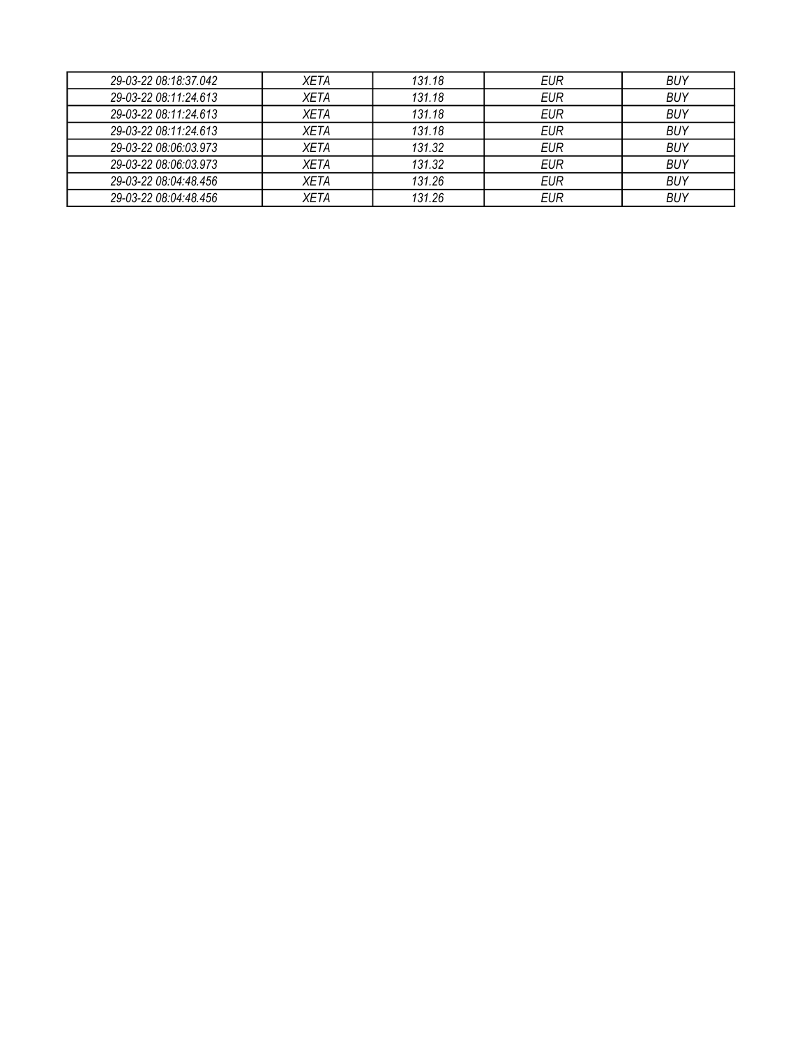| | | | | |
|---|---|---|---|---|
| *29-03-22 08:18:37.042* | *XETA* | *131.18* | *EUR* | *BUY* |
| *29-03-22 08:11:24.613* | *XETA* | *131.18* | *EUR* | *BUY* |
| *29-03-22 08:11:24.613* | *XETA* | *131.18* | *EUR* | *BUY* |
| *29-03-22 08:11:24.613* | *XETA* | *131.18* | *EUR* | *BUY* |
| *29-03-22 08:06:03.973* | *XETA* | *131.32* | *EUR* | *BUY* |
| *29-03-22 08:06:03.973* | *XETA* | *131.32* | *EUR* | *BUY* |
| *29-03-22 08:04:48.456* | *XETA* | *131.26* | *EUR* | *BUY* |
| *29-03-22 08:04:48.456* | *XETA* | *131.26* | *EUR* | *BUY* |